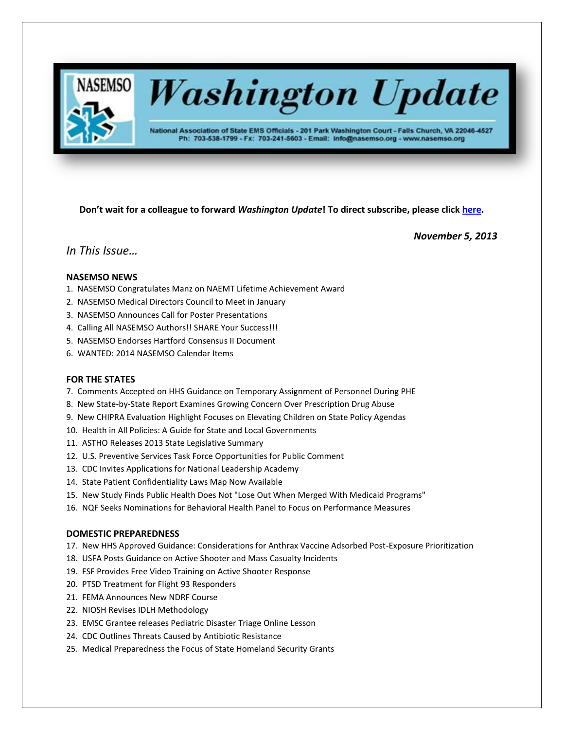# NASEMSO Washington Update

National Association of State EMS Officials - 201 Park Washington Court - Falls Church, VA 22046-4527
Ph: 703-538-1799 - Fx: 703-241-5603 - Email: info@nasemso.org - www.nasemso.org

**Don't wait for a colleague to forward *Washington Update*! To direct subscribe, please click here.**

***November 5, 2013***

*In This Issue…*

**NASEMSO NEWS**

1. NASEMSO Congratulates Manz on NAEMT Lifetime Achievement Award
2. NASEMSO Medical Directors Council to Meet in January
3. NASEMSO Announces Call for Poster Presentations
4. Calling All NASEMSO Authors!! SHARE Your Success!!!
5. NASEMSO Endorses Hartford Consensus II Document
6. WANTED: 2014 NASEMSO Calendar Items

**FOR THE STATES**

7. Comments Accepted on HHS Guidance on Temporary Assignment of Personnel During PHE
8. New State-by-State Report Examines Growing Concern Over Prescription Drug Abuse
9. New CHIPRA Evaluation Highlight Focuses on Elevating Children on State Policy Agendas
10. Health in All Policies: A Guide for State and Local Governments
11. ASTHO Releases 2013 State Legislative Summary
12. U.S. Preventive Services Task Force Opportunities for Public Comment
13. CDC Invites Applications for National Leadership Academy
14. State Patient Confidentiality Laws Map Now Available
15. New Study Finds Public Health Does Not "Lose Out When Merged With Medicaid Programs"
16. NQF Seeks Nominations for Behavioral Health Panel to Focus on Performance Measures

**DOMESTIC PREPAREDNESS**

17. New HHS Approved Guidance: Considerations for Anthrax Vaccine Adsorbed Post-Exposure Prioritization
18. USFA Posts Guidance on Active Shooter and Mass Casualty Incidents
19. FSF Provides Free Video Training on Active Shooter Response
20. PTSD Treatment for Flight 93 Responders
21. FEMA Announces New NDRF Course
22. NIOSH Revises IDLH Methodology
23. EMSC Grantee releases Pediatric Disaster Triage Online Lesson
24. CDC Outlines Threats Caused by Antibiotic Resistance
25. Medical Preparedness the Focus of State Homeland Security Grants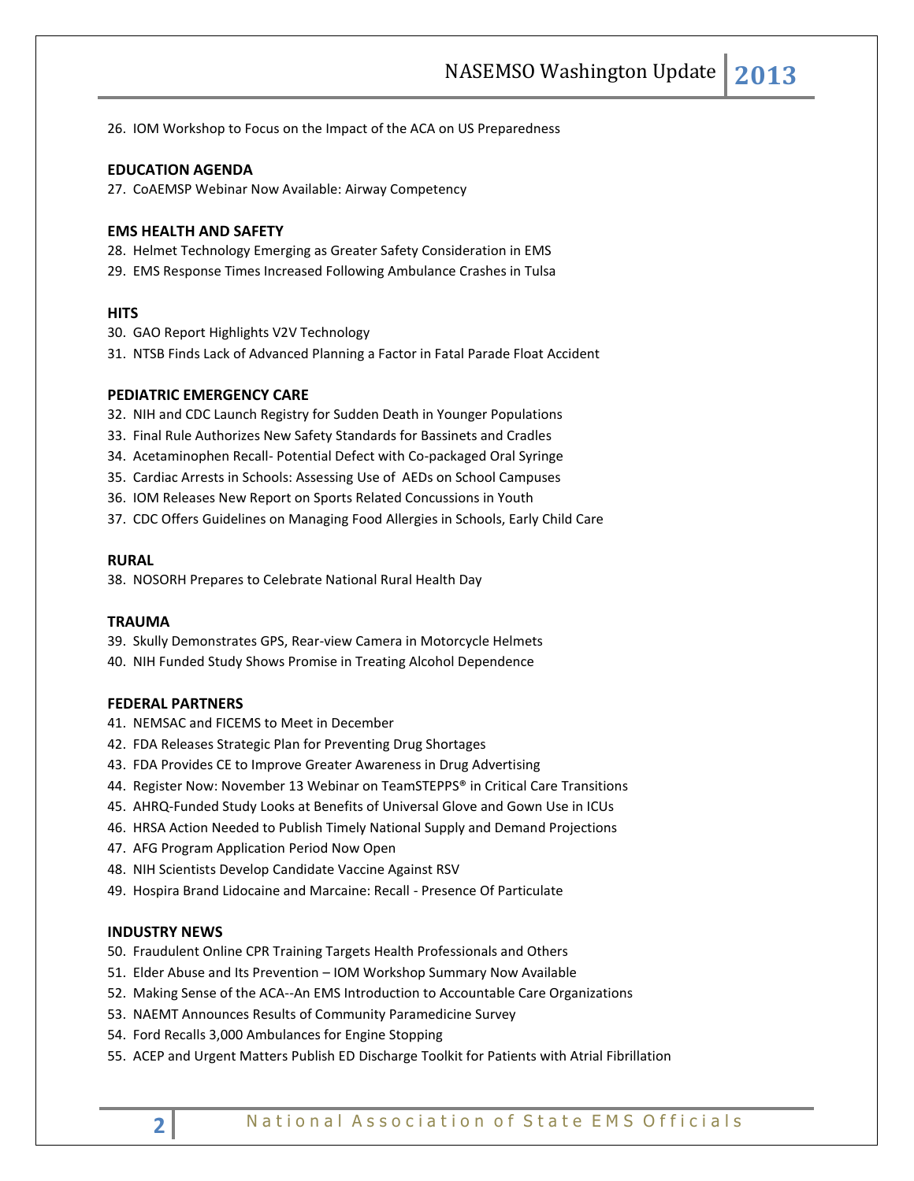26. IOM Workshop to Focus on the Impact of the ACA on US Preparedness

**EDUCATION AGENDA**

27. CoAEMSP Webinar Now Available: Airway Competency

**EMS HEALTH AND SAFETY**

28. Helmet Technology Emerging as Greater Safety Consideration in EMS
29. EMS Response Times Increased Following Ambulance Crashes in Tulsa

**HITS**

30. GAO Report Highlights V2V Technology
31. NTSB Finds Lack of Advanced Planning a Factor in Fatal Parade Float Accident

**PEDIATRIC EMERGENCY CARE**

32. NIH and CDC Launch Registry for Sudden Death in Younger Populations
33. Final Rule Authorizes New Safety Standards for Bassinets and Cradles
34. Acetaminophen Recall- Potential Defect with Co-packaged Oral Syringe
35. Cardiac Arrests in Schools: Assessing Use of AEDs on School Campuses
36. IOM Releases New Report on Sports Related Concussions in Youth
37. CDC Offers Guidelines on Managing Food Allergies in Schools, Early Child Care

**RURAL**

38. NOSORH Prepares to Celebrate National Rural Health Day

**TRAUMA**

39. Skully Demonstrates GPS, Rear-view Camera in Motorcycle Helmets
40. NIH Funded Study Shows Promise in Treating Alcohol Dependence

**FEDERAL PARTNERS**

41. NEMSAC and FICEMS to Meet in December
42. FDA Releases Strategic Plan for Preventing Drug Shortages
43. FDA Provides CE to Improve Greater Awareness in Drug Advertising
44. Register Now: November 13 Webinar on TeamSTEPPS® in Critical Care Transitions
45. AHRQ-Funded Study Looks at Benefits of Universal Glove and Gown Use in ICUs
46. HRSA Action Needed to Publish Timely National Supply and Demand Projections
47. AFG Program Application Period Now Open
48. NIH Scientists Develop Candidate Vaccine Against RSV
49. Hospira Brand Lidocaine and Marcaine: Recall - Presence Of Particulate

**INDUSTRY NEWS**

50. Fraudulent Online CPR Training Targets Health Professionals and Others
51. Elder Abuse and Its Prevention – IOM Workshop Summary Now Available
52. Making Sense of the ACA--An EMS Introduction to Accountable Care Organizations
53. NAEMT Announces Results of Community Paramedicine Survey
54. Ford Recalls 3,000 Ambulances for Engine Stopping
55. ACEP and Urgent Matters Publish ED Discharge Toolkit for Patients with Atrial Fibrillation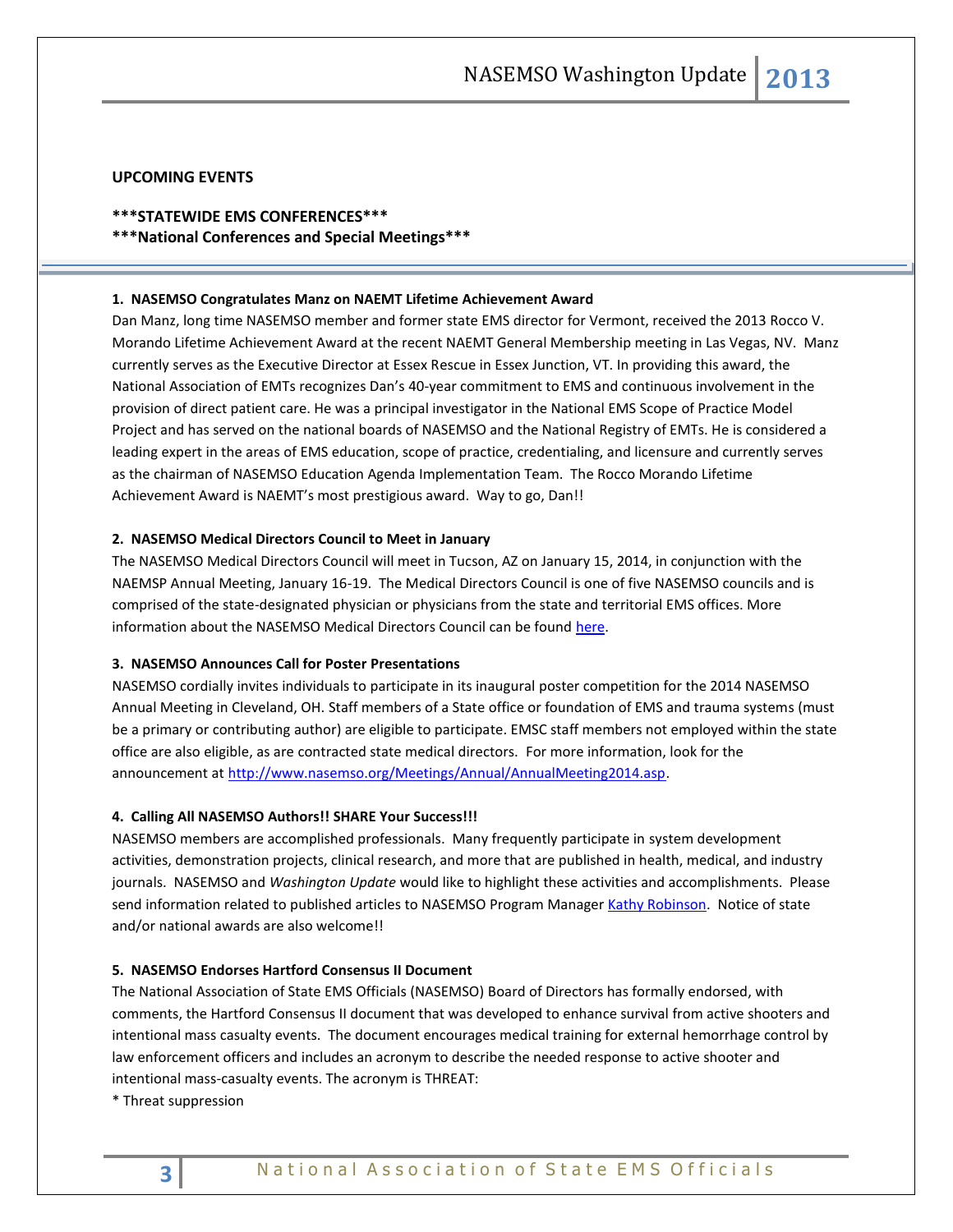**UPCOMING EVENTS**

**\*\*\*STATEWIDE EMS CONFERENCES\*\*\***

**\*\*\*National Conferences and Special Meetings\*\*\***

---

**1. NASEMSO Congratulates Manz on NAEMT Lifetime Achievement Award**

Dan Manz, long time NASEMSO member and former state EMS director for Vermont, received the 2013 Rocco V. Morando Lifetime Achievement Award at the recent NAEMT General Membership meeting in Las Vegas, NV. Manz currently serves as the Executive Director at Essex Rescue in Essex Junction, VT. In providing this award, the National Association of EMTs recognizes Dan's 40-year commitment to EMS and continuous involvement in the provision of direct patient care. He was a principal investigator in the National EMS Scope of Practice Model Project and has served on the national boards of NASEMSO and the National Registry of EMTs. He is considered a leading expert in the areas of EMS education, scope of practice, credentialing, and licensure and currently serves as the chairman of NASEMSO Education Agenda Implementation Team. The Rocco Morando Lifetime Achievement Award is NAEMT's most prestigious award. Way to go, Dan!!

**2. NASEMSO Medical Directors Council to Meet in January**

The NASEMSO Medical Directors Council will meet in Tucson, AZ on January 15, 2014, in conjunction with the NAEMSP Annual Meeting, January 16-19. The Medical Directors Council is one of five NASEMSO councils and is comprised of the state-designated physician or physicians from the state and territorial EMS offices. More information about the NASEMSO Medical Directors Council can be found here.

**3. NASEMSO Announces Call for Poster Presentations**

NASEMSO cordially invites individuals to participate in its inaugural poster competition for the 2014 NASEMSO Annual Meeting in Cleveland, OH. Staff members of a State office or foundation of EMS and trauma systems (must be a primary or contributing author) are eligible to participate. EMSC staff members not employed within the state office are also eligible, as are contracted state medical directors. For more information, look for the announcement at http://www.nasemso.org/Meetings/Annual/AnnualMeeting2014.asp.

**4. Calling All NASEMSO Authors!! SHARE Your Success!!!**

NASEMSO members are accomplished professionals. Many frequently participate in system development activities, demonstration projects, clinical research, and more that are published in health, medical, and industry journals. NASEMSO and *Washington Update* would like to highlight these activities and accomplishments. Please send information related to published articles to NASEMSO Program Manager Kathy Robinson. Notice of state and/or national awards are also welcome!!

**5. NASEMSO Endorses Hartford Consensus II Document**

The National Association of State EMS Officials (NASEMSO) Board of Directors has formally endorsed, with comments, the Hartford Consensus II document that was developed to enhance survival from active shooters and intentional mass casualty events. The document encourages medical training for external hemorrhage control by law enforcement officers and includes an acronym to describe the needed response to active shooter and intentional mass-casualty events. The acronym is THREAT:

* Threat suppression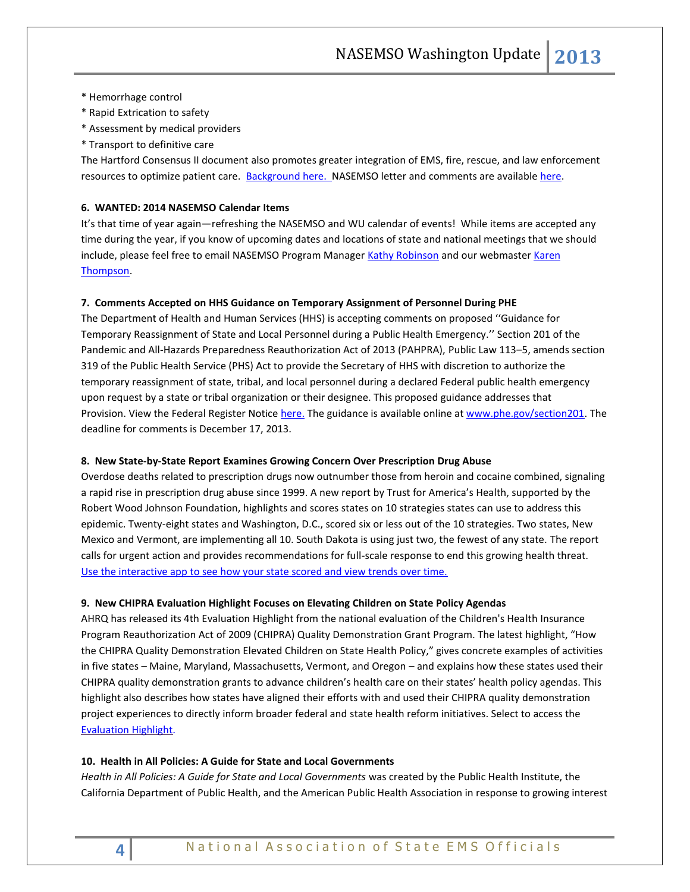* Hemorrhage control
* Rapid Extrication to safety
* Assessment by medical providers
* Transport to definitive care

The Hartford Consensus II document also promotes greater integration of EMS, fire, rescue, and law enforcement resources to optimize patient care. Background here. NASEMSO letter and comments are available here.

**6. WANTED: 2014 NASEMSO Calendar Items**

It's that time of year again—refreshing the NASEMSO and WU calendar of events! While items are accepted any time during the year, if you know of upcoming dates and locations of state and national meetings that we should include, please feel free to email NASEMSO Program Manager Kathy Robinson and our webmaster Karen Thompson.

**7. Comments Accepted on HHS Guidance on Temporary Assignment of Personnel During PHE**

The Department of Health and Human Services (HHS) is accepting comments on proposed ''Guidance for Temporary Reassignment of State and Local Personnel during a Public Health Emergency.'' Section 201 of the Pandemic and All-Hazards Preparedness Reauthorization Act of 2013 (PAHPRA), Public Law 113–5, amends section 319 of the Public Health Service (PHS) Act to provide the Secretary of HHS with discretion to authorize the temporary reassignment of state, tribal, and local personnel during a declared Federal public health emergency upon request by a state or tribal organization or their designee. This proposed guidance addresses that Provision. View the Federal Register Notice here. The guidance is available online at www.phe.gov/section201. The deadline for comments is December 17, 2013.

**8. New State-by-State Report Examines Growing Concern Over Prescription Drug Abuse**

Overdose deaths related to prescription drugs now outnumber those from heroin and cocaine combined, signaling a rapid rise in prescription drug abuse since 1999. A new report by Trust for America's Health, supported by the Robert Wood Johnson Foundation, highlights and scores states on 10 strategies states can use to address this epidemic. Twenty-eight states and Washington, D.C., scored six or less out of the 10 strategies. Two states, New Mexico and Vermont, are implementing all 10. South Dakota is using just two, the fewest of any state. The report calls for urgent action and provides recommendations for full-scale response to end this growing health threat. Use the interactive app to see how your state scored and view trends over time.

**9. New CHIPRA Evaluation Highlight Focuses on Elevating Children on State Policy Agendas**

AHRQ has released its 4th Evaluation Highlight from the national evaluation of the Children's Health Insurance Program Reauthorization Act of 2009 (CHIPRA) Quality Demonstration Grant Program. The latest highlight, "How the CHIPRA Quality Demonstration Elevated Children on State Health Policy," gives concrete examples of activities in five states – Maine, Maryland, Massachusetts, Vermont, and Oregon – and explains how these states used their CHIPRA quality demonstration grants to advance children's health care on their states' health policy agendas. This highlight also describes how states have aligned their efforts with and used their CHIPRA quality demonstration project experiences to directly inform broader federal and state health reform initiatives. Select to access the Evaluation Highlight.

**10. Health in All Policies: A Guide for State and Local Governments**

*Health in All Policies: A Guide for State and Local Governments* was created by the Public Health Institute, the California Department of Public Health, and the American Public Health Association in response to growing interest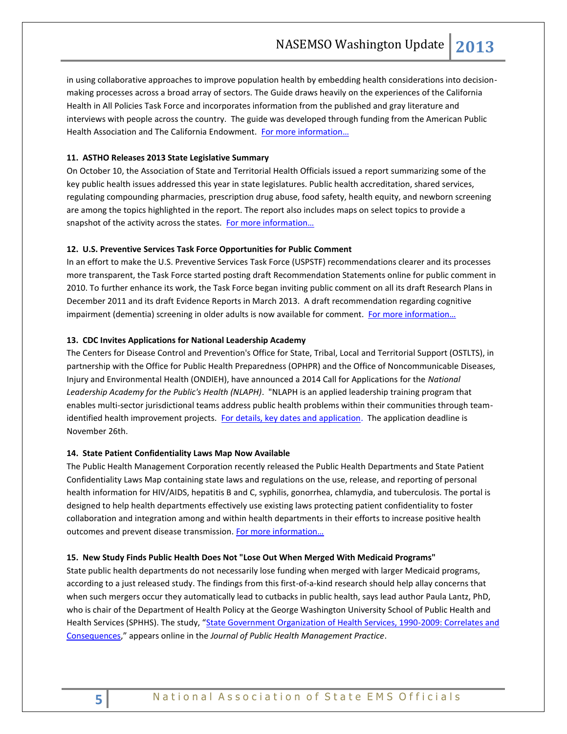in using collaborative approaches to improve population health by embedding health considerations into decision-making processes across a broad array of sectors. The Guide draws heavily on the experiences of the California Health in All Policies Task Force and incorporates information from the published and gray literature and interviews with people across the country. The guide was developed through funding from the American Public Health Association and The California Endowment. For more information…

**11. ASTHO Releases 2013 State Legislative Summary**

On October 10, the Association of State and Territorial Health Officials issued a report summarizing some of the key public health issues addressed this year in state legislatures. Public health accreditation, shared services, regulating compounding pharmacies, prescription drug abuse, food safety, health equity, and newborn screening are among the topics highlighted in the report. The report also includes maps on select topics to provide a snapshot of the activity across the states. For more information…

**12. U.S. Preventive Services Task Force Opportunities for Public Comment**

In an effort to make the U.S. Preventive Services Task Force (USPSTF) recommendations clearer and its processes more transparent, the Task Force started posting draft Recommendation Statements online for public comment in 2010. To further enhance its work, the Task Force began inviting public comment on all its draft Research Plans in December 2011 and its draft Evidence Reports in March 2013. A draft recommendation regarding cognitive impairment (dementia) screening in older adults is now available for comment. For more information…

**13. CDC Invites Applications for National Leadership Academy**

The Centers for Disease Control and Prevention's Office for State, Tribal, Local and Territorial Support (OSTLTS), in partnership with the Office for Public Health Preparedness (OPHPR) and the Office of Noncommunicable Diseases, Injury and Environmental Health (ONDIEH), have announced a 2014 Call for Applications for the *National Leadership Academy for the Public's Health (NLAPH)*. "NLAPH is an applied leadership training program that enables multi-sector jurisdictional teams address public health problems within their communities through team-identified health improvement projects. For details, key dates and application. The application deadline is November 26th.

**14. State Patient Confidentiality Laws Map Now Available**

The Public Health Management Corporation recently released the Public Health Departments and State Patient Confidentiality Laws Map containing state laws and regulations on the use, release, and reporting of personal health information for HIV/AIDS, hepatitis B and C, syphilis, gonorrhea, chlamydia, and tuberculosis. The portal is designed to help health departments effectively use existing laws protecting patient confidentiality to foster collaboration and integration among and within health departments in their efforts to increase positive health outcomes and prevent disease transmission. For more information…

**15. New Study Finds Public Health Does Not "Lose Out When Merged With Medicaid Programs"**

State public health departments do not necessarily lose funding when merged with larger Medicaid programs, according to a just released study. The findings from this first-of-a-kind research should help allay concerns that when such mergers occur they automatically lead to cutbacks in public health, says lead author Paula Lantz, PhD, who is chair of the Department of Health Policy at the George Washington University School of Public Health and Health Services (SPHHS). The study, "State Government Organization of Health Services, 1990-2009: Correlates and Consequences," appears online in the *Journal of Public Health Management Practice*.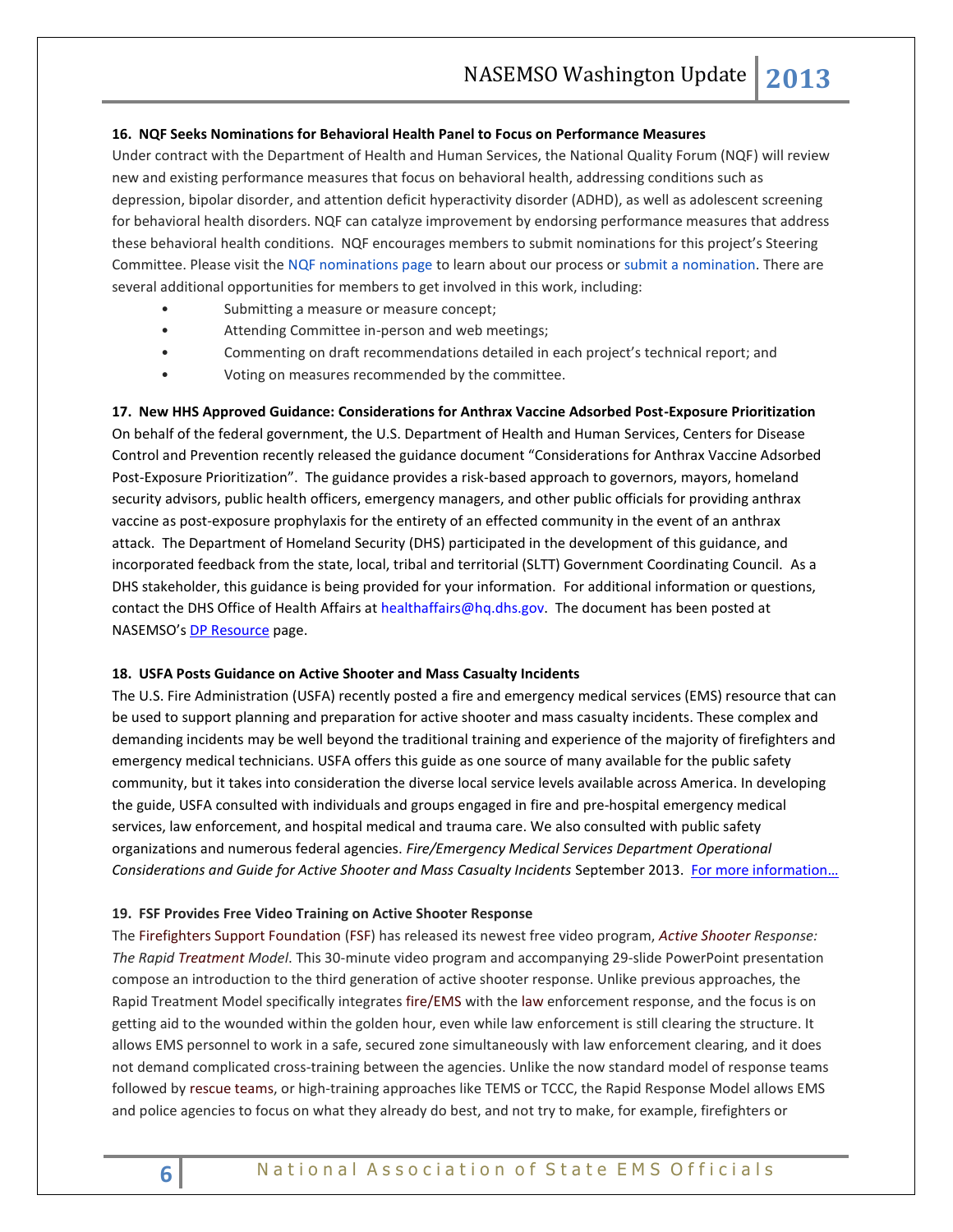**16. NQF Seeks Nominations for Behavioral Health Panel to Focus on Performance Measures**

Under contract with the Department of Health and Human Services, the National Quality Forum (NQF) will review new and existing performance measures that focus on behavioral health, addressing conditions such as depression, bipolar disorder, and attention deficit hyperactivity disorder (ADHD), as well as adolescent screening for behavioral health disorders. NQF can catalyze improvement by endorsing performance measures that address these behavioral health conditions. NQF encourages members to submit nominations for this project's Steering Committee. Please visit the NQF nominations page to learn about our process or submit a nomination. There are several additional opportunities for members to get involved in this work, including:

- Submitting a measure or measure concept;
- Attending Committee in-person and web meetings;
- Commenting on draft recommendations detailed in each project's technical report; and
- Voting on measures recommended by the committee.

**17. New HHS Approved Guidance: Considerations for Anthrax Vaccine Adsorbed Post-Exposure Prioritization**

On behalf of the federal government, the U.S. Department of Health and Human Services, Centers for Disease Control and Prevention recently released the guidance document "Considerations for Anthrax Vaccine Adsorbed Post-Exposure Prioritization". The guidance provides a risk-based approach to governors, mayors, homeland security advisors, public health officers, emergency managers, and other public officials for providing anthrax vaccine as post-exposure prophylaxis for the entirety of an effected community in the event of an anthrax attack. The Department of Homeland Security (DHS) participated in the development of this guidance, and incorporated feedback from the state, local, tribal and territorial (SLTT) Government Coordinating Council. As a DHS stakeholder, this guidance is being provided for your information. For additional information or questions, contact the DHS Office of Health Affairs at healthaffairs@hq.dhs.gov. The document has been posted at NASEMSO's DP Resource page.

**18. USFA Posts Guidance on Active Shooter and Mass Casualty Incidents**

The U.S. Fire Administration (USFA) recently posted a fire and emergency medical services (EMS) resource that can be used to support planning and preparation for active shooter and mass casualty incidents. These complex and demanding incidents may be well beyond the traditional training and experience of the majority of firefighters and emergency medical technicians. USFA offers this guide as one source of many available for the public safety community, but it takes into consideration the diverse local service levels available across America. In developing the guide, USFA consulted with individuals and groups engaged in fire and pre-hospital emergency medical services, law enforcement, and hospital medical and trauma care. We also consulted with public safety organizations and numerous federal agencies. *Fire/Emergency Medical Services Department Operational Considerations and Guide for Active Shooter and Mass Casualty Incidents* September 2013. For more information…

**19. FSF Provides Free Video Training on Active Shooter Response**

The Firefighters Support Foundation (FSF) has released its newest free video program, *Active Shooter Response: The Rapid Treatment Model*. This 30-minute video program and accompanying 29-slide PowerPoint presentation compose an introduction to the third generation of active shooter response. Unlike previous approaches, the Rapid Treatment Model specifically integrates fire/EMS with the law enforcement response, and the focus is on getting aid to the wounded within the golden hour, even while law enforcement is still clearing the structure. It allows EMS personnel to work in a safe, secured zone simultaneously with law enforcement clearing, and it does not demand complicated cross-training between the agencies. Unlike the now standard model of response teams followed by rescue teams, or high-training approaches like TEMS or TCCC, the Rapid Response Model allows EMS and police agencies to focus on what they already do best, and not try to make, for example, firefighters or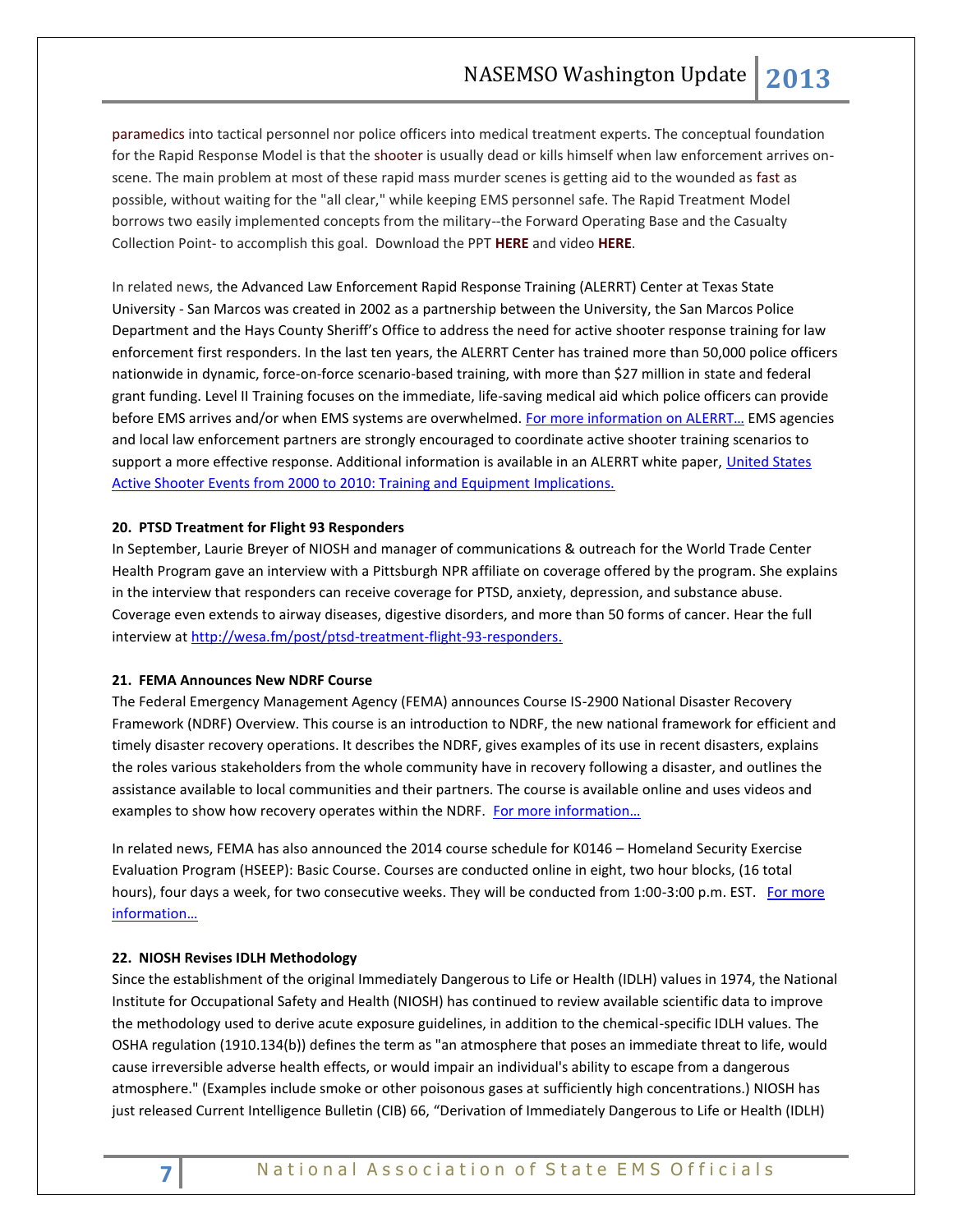paramedics into tactical personnel nor police officers into medical treatment experts. The conceptual foundation for the Rapid Response Model is that the shooter is usually dead or kills himself when law enforcement arrives on-scene. The main problem at most of these rapid mass murder scenes is getting aid to the wounded as fast as possible, without waiting for the "all clear," while keeping EMS personnel safe. The Rapid Treatment Model borrows two easily implemented concepts from the military--the Forward Operating Base and the Casualty Collection Point- to accomplish this goal. Download the PPT **HERE** and video **HERE**.

In related news, the Advanced Law Enforcement Rapid Response Training (ALERRT) Center at Texas State University - San Marcos was created in 2002 as a partnership between the University, the San Marcos Police Department and the Hays County Sheriff's Office to address the need for active shooter response training for law enforcement first responders. In the last ten years, the ALERRT Center has trained more than 50,000 police officers nationwide in dynamic, force-on-force scenario-based training, with more than $27 million in state and federal grant funding. Level II Training focuses on the immediate, life-saving medical aid which police officers can provide before EMS arrives and/or when EMS systems are overwhelmed. For more information on ALERRT… EMS agencies and local law enforcement partners are strongly encouraged to coordinate active shooter training scenarios to support a more effective response. Additional information is available in an ALERRT white paper, United States Active Shooter Events from 2000 to 2010: Training and Equipment Implications.

**20. PTSD Treatment for Flight 93 Responders**

In September, Laurie Breyer of NIOSH and manager of communications & outreach for the World Trade Center Health Program gave an interview with a Pittsburgh NPR affiliate on coverage offered by the program. She explains in the interview that responders can receive coverage for PTSD, anxiety, depression, and substance abuse. Coverage even extends to airway diseases, digestive disorders, and more than 50 forms of cancer. Hear the full interview at http://wesa.fm/post/ptsd-treatment-flight-93-responders.

**21. FEMA Announces New NDRF Course**

The Federal Emergency Management Agency (FEMA) announces Course IS-2900 National Disaster Recovery Framework (NDRF) Overview. This course is an introduction to NDRF, the new national framework for efficient and timely disaster recovery operations. It describes the NDRF, gives examples of its use in recent disasters, explains the roles various stakeholders from the whole community have in recovery following a disaster, and outlines the assistance available to local communities and their partners. The course is available online and uses videos and examples to show how recovery operates within the NDRF. For more information…

In related news, FEMA has also announced the 2014 course schedule for K0146 – Homeland Security Exercise Evaluation Program (HSEEP): Basic Course. Courses are conducted online in eight, two hour blocks, (16 total hours), four days a week, for two consecutive weeks. They will be conducted from 1:00-3:00 p.m. EST. For more information…

**22. NIOSH Revises IDLH Methodology**

Since the establishment of the original Immediately Dangerous to Life or Health (IDLH) values in 1974, the National Institute for Occupational Safety and Health (NIOSH) has continued to review available scientific data to improve the methodology used to derive acute exposure guidelines, in addition to the chemical-specific IDLH values. The OSHA regulation (1910.134(b)) defines the term as "an atmosphere that poses an immediate threat to life, would cause irreversible adverse health effects, or would impair an individual's ability to escape from a dangerous atmosphere." (Examples include smoke or other poisonous gases at sufficiently high concentrations.) NIOSH has just released Current Intelligence Bulletin (CIB) 66, "Derivation of Immediately Dangerous to Life or Health (IDLH)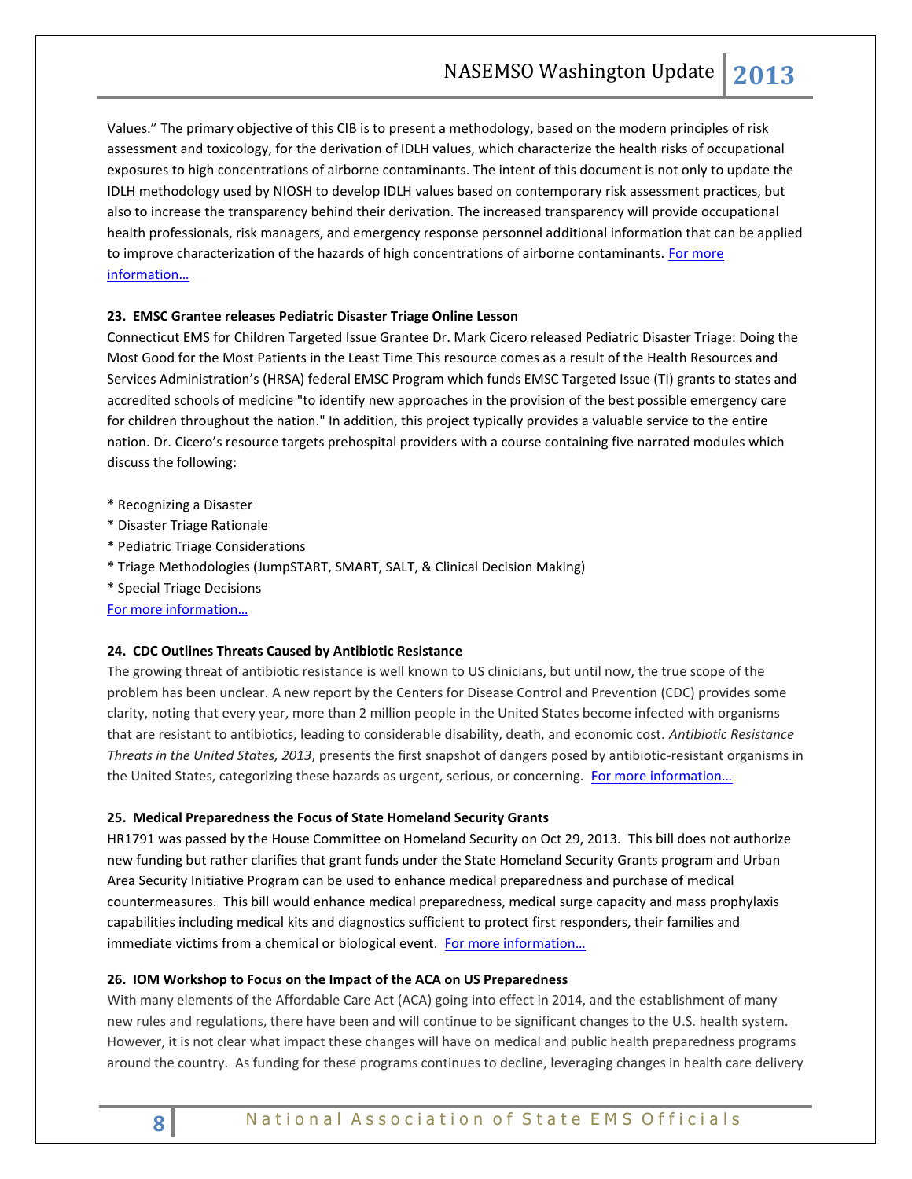Values." The primary objective of this CIB is to present a methodology, based on the modern principles of risk assessment and toxicology, for the derivation of IDLH values, which characterize the health risks of occupational exposures to high concentrations of airborne contaminants. The intent of this document is not only to update the IDLH methodology used by NIOSH to develop IDLH values based on contemporary risk assessment practices, but also to increase the transparency behind their derivation. The increased transparency will provide occupational health professionals, risk managers, and emergency response personnel additional information that can be applied to improve characterization of the hazards of high concentrations of airborne contaminants. For more information…

### 23. EMSC Grantee releases Pediatric Disaster Triage Online Lesson

Connecticut EMS for Children Targeted Issue Grantee Dr. Mark Cicero released Pediatric Disaster Triage: Doing the Most Good for the Most Patients in the Least Time This resource comes as a result of the Health Resources and Services Administration's (HRSA) federal EMSC Program which funds EMSC Targeted Issue (TI) grants to states and accredited schools of medicine "to identify new approaches in the provision of the best possible emergency care for children throughout the nation." In addition, this project typically provides a valuable service to the entire nation. Dr. Cicero's resource targets prehospital providers with a course containing five narrated modules which discuss the following:

* Recognizing a Disaster
* Disaster Triage Rationale
* Pediatric Triage Considerations
* Triage Methodologies (JumpSTART, SMART, SALT, & Clinical Decision Making)
* Special Triage Decisions

For more information…

### 24. CDC Outlines Threats Caused by Antibiotic Resistance

The growing threat of antibiotic resistance is well known to US clinicians, but until now, the true scope of the problem has been unclear. A new report by the Centers for Disease Control and Prevention (CDC) provides some clarity, noting that every year, more than 2 million people in the United States become infected with organisms that are resistant to antibiotics, leading to considerable disability, death, and economic cost. *Antibiotic Resistance Threats in the United States, 2013*, presents the first snapshot of dangers posed by antibiotic-resistant organisms in the United States, categorizing these hazards as urgent, serious, or concerning. For more information…

### 25. Medical Preparedness the Focus of State Homeland Security Grants

HR1791 was passed by the House Committee on Homeland Security on Oct 29, 2013. This bill does not authorize new funding but rather clarifies that grant funds under the State Homeland Security Grants program and Urban Area Security Initiative Program can be used to enhance medical preparedness and purchase of medical countermeasures. This bill would enhance medical preparedness, medical surge capacity and mass prophylaxis capabilities including medical kits and diagnostics sufficient to protect first responders, their families and immediate victims from a chemical or biological event. For more information…

### 26. IOM Workshop to Focus on the Impact of the ACA on US Preparedness

With many elements of the Affordable Care Act (ACA) going into effect in 2014, and the establishment of many new rules and regulations, there have been and will continue to be significant changes to the U.S. health system. However, it is not clear what impact these changes will have on medical and public health preparedness programs around the country. As funding for these programs continues to decline, leveraging changes in health care delivery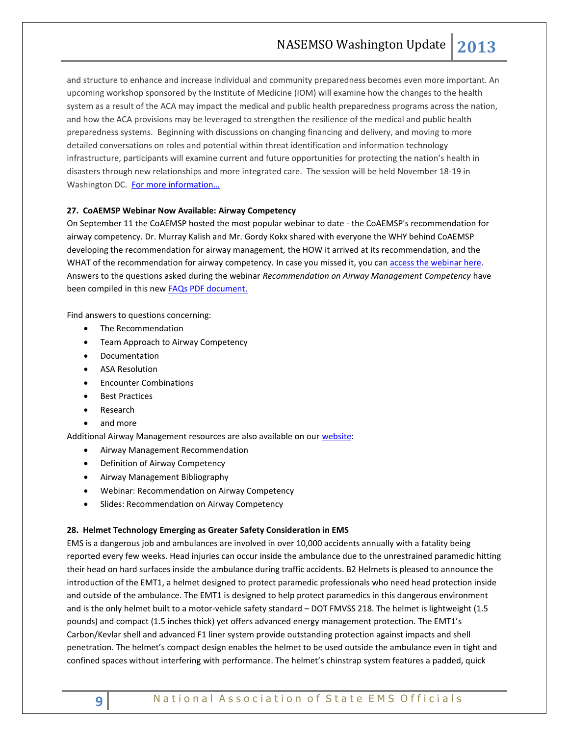and structure to enhance and increase individual and community preparedness becomes even more important. An upcoming workshop sponsored by the Institute of Medicine (IOM) will examine how the changes to the health system as a result of the ACA may impact the medical and public health preparedness programs across the nation, and how the ACA provisions may be leveraged to strengthen the resilience of the medical and public health preparedness systems. Beginning with discussions on changing financing and delivery, and moving to more detailed conversations on roles and potential within threat identification and information technology infrastructure, participants will examine current and future opportunities for protecting the nation's health in disasters through new relationships and more integrated care. The session will be held November 18-19 in Washington DC. For more information…

**27. CoAEMSP Webinar Now Available: Airway Competency**

On September 11 the CoAEMSP hosted the most popular webinar to date - the CoAEMSP's recommendation for airway competency. Dr. Murray Kalish and Mr. Gordy Kokx shared with everyone the WHY behind CoAEMSP developing the recommendation for airway management, the HOW it arrived at its recommendation, and the WHAT of the recommendation for airway competency. In case you missed it, you can access the webinar here. Answers to the questions asked during the webinar *Recommendation on Airway Management Competency* have been compiled in this new FAQs PDF document.

Find answers to questions concerning:

- The Recommendation
- Team Approach to Airway Competency
- Documentation
- ASA Resolution
- Encounter Combinations
- Best Practices
- Research
- and more

Additional Airway Management resources are also available on our website:

- Airway Management Recommendation
- Definition of Airway Competency
- Airway Management Bibliography
- Webinar: Recommendation on Airway Competency
- Slides: Recommendation on Airway Competency

**28. Helmet Technology Emerging as Greater Safety Consideration in EMS**

EMS is a dangerous job and ambulances are involved in over 10,000 accidents annually with a fatality being reported every few weeks. Head injuries can occur inside the ambulance due to the unrestrained paramedic hitting their head on hard surfaces inside the ambulance during traffic accidents. B2 Helmets is pleased to announce the introduction of the EMT1, a helmet designed to protect paramedic professionals who need head protection inside and outside of the ambulance. The EMT1 is designed to help protect paramedics in this dangerous environment and is the only helmet built to a motor-vehicle safety standard – DOT FMVSS 218. The helmet is lightweight (1.5 pounds) and compact (1.5 inches thick) yet offers advanced energy management protection. The EMT1's Carbon/Kevlar shell and advanced F1 liner system provide outstanding protection against impacts and shell penetration. The helmet's compact design enables the helmet to be used outside the ambulance even in tight and confined spaces without interfering with performance. The helmet's chinstrap system features a padded, quick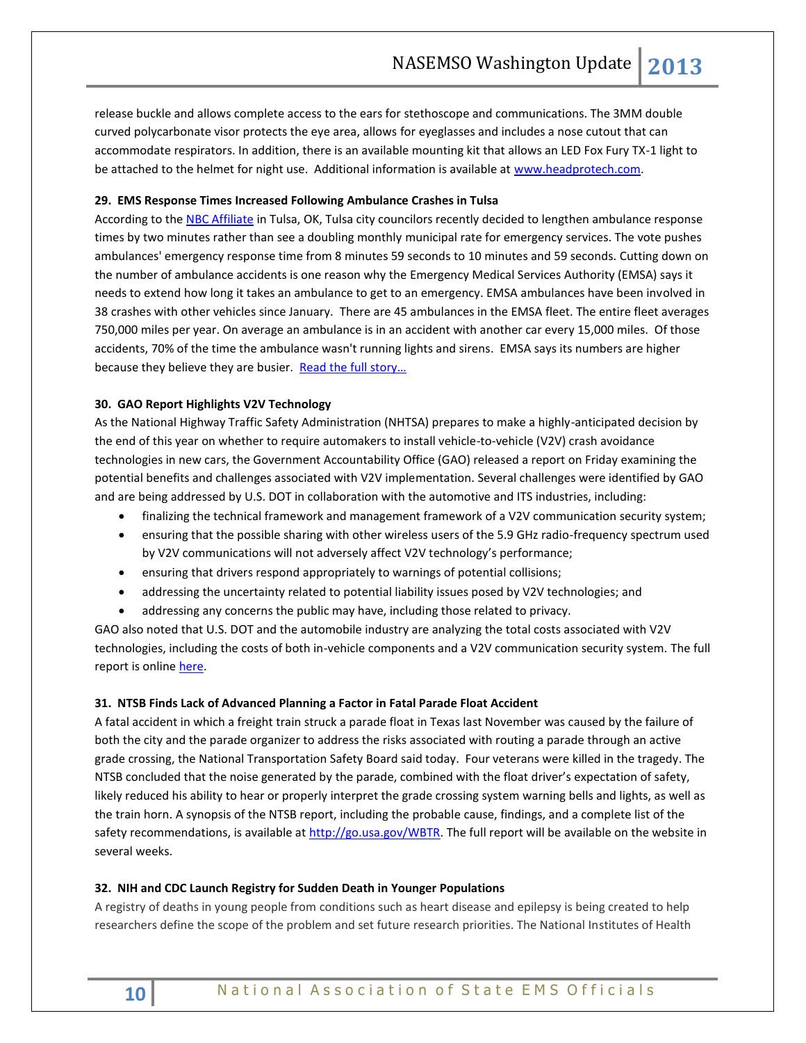release buckle and allows complete access to the ears for stethoscope and communications. The 3MM double curved polycarbonate visor protects the eye area, allows for eyeglasses and includes a nose cutout that can accommodate respirators. In addition, there is an available mounting kit that allows an LED Fox Fury TX-1 light to be attached to the helmet for night use. Additional information is available at www.headprotech.com.

**29. EMS Response Times Increased Following Ambulance Crashes in Tulsa**

According to the NBC Affiliate in Tulsa, OK, Tulsa city councilors recently decided to lengthen ambulance response times by two minutes rather than see a doubling monthly municipal rate for emergency services. The vote pushes ambulances' emergency response time from 8 minutes 59 seconds to 10 minutes and 59 seconds. Cutting down on the number of ambulance accidents is one reason why the Emergency Medical Services Authority (EMSA) says it needs to extend how long it takes an ambulance to get to an emergency. EMSA ambulances have been involved in 38 crashes with other vehicles since January. There are 45 ambulances in the EMSA fleet. The entire fleet averages 750,000 miles per year. On average an ambulance is in an accident with another car every 15,000 miles. Of those accidents, 70% of the time the ambulance wasn't running lights and sirens. EMSA says its numbers are higher because they believe they are busier. Read the full story…

**30. GAO Report Highlights V2V Technology**

As the National Highway Traffic Safety Administration (NHTSA) prepares to make a highly-anticipated decision by the end of this year on whether to require automakers to install vehicle-to-vehicle (V2V) crash avoidance technologies in new cars, the Government Accountability Office (GAO) released a report on Friday examining the potential benefits and challenges associated with V2V implementation. Several challenges were identified by GAO and are being addressed by U.S. DOT in collaboration with the automotive and ITS industries, including:

- finalizing the technical framework and management framework of a V2V communication security system;
- ensuring that the possible sharing with other wireless users of the 5.9 GHz radio-frequency spectrum used by V2V communications will not adversely affect V2V technology's performance;
- ensuring that drivers respond appropriately to warnings of potential collisions;
- addressing the uncertainty related to potential liability issues posed by V2V technologies; and
- addressing any concerns the public may have, including those related to privacy.

GAO also noted that U.S. DOT and the automobile industry are analyzing the total costs associated with V2V technologies, including the costs of both in-vehicle components and a V2V communication security system. The full report is online here.

**31. NTSB Finds Lack of Advanced Planning a Factor in Fatal Parade Float Accident**

A fatal accident in which a freight train struck a parade float in Texas last November was caused by the failure of both the city and the parade organizer to address the risks associated with routing a parade through an active grade crossing, the National Transportation Safety Board said today. Four veterans were killed in the tragedy. The NTSB concluded that the noise generated by the parade, combined with the float driver's expectation of safety, likely reduced his ability to hear or properly interpret the grade crossing system warning bells and lights, as well as the train horn. A synopsis of the NTSB report, including the probable cause, findings, and a complete list of the safety recommendations, is available at http://go.usa.gov/WBTR. The full report will be available on the website in several weeks.

**32. NIH and CDC Launch Registry for Sudden Death in Younger Populations**

A registry of deaths in young people from conditions such as heart disease and epilepsy is being created to help researchers define the scope of the problem and set future research priorities. The National Institutes of Health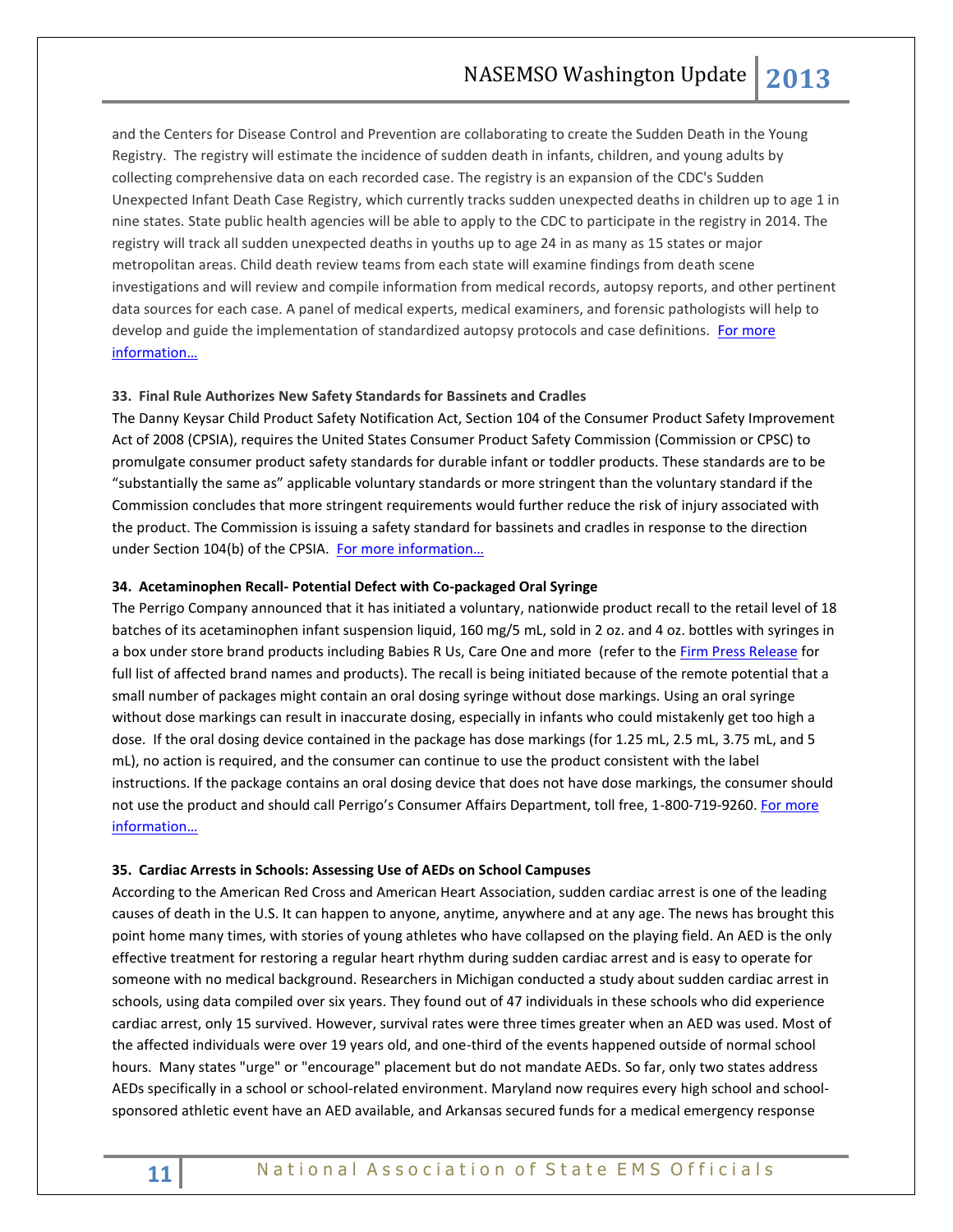and the Centers for Disease Control and Prevention are collaborating to create the Sudden Death in the Young Registry. The registry will estimate the incidence of sudden death in infants, children, and young adults by collecting comprehensive data on each recorded case. The registry is an expansion of the CDC's Sudden Unexpected Infant Death Case Registry, which currently tracks sudden unexpected deaths in children up to age 1 in nine states. State public health agencies will be able to apply to the CDC to participate in the registry in 2014. The registry will track all sudden unexpected deaths in youths up to age 24 in as many as 15 states or major metropolitan areas. Child death review teams from each state will examine findings from death scene investigations and will review and compile information from medical records, autopsy reports, and other pertinent data sources for each case. A panel of medical experts, medical examiners, and forensic pathologists will help to develop and guide the implementation of standardized autopsy protocols and case definitions. For more information…

**33. Final Rule Authorizes New Safety Standards for Bassinets and Cradles**

The Danny Keysar Child Product Safety Notification Act, Section 104 of the Consumer Product Safety Improvement Act of 2008 (CPSIA), requires the United States Consumer Product Safety Commission (Commission or CPSC) to promulgate consumer product safety standards for durable infant or toddler products. These standards are to be "substantially the same as" applicable voluntary standards or more stringent than the voluntary standard if the Commission concludes that more stringent requirements would further reduce the risk of injury associated with the product. The Commission is issuing a safety standard for bassinets and cradles in response to the direction under Section 104(b) of the CPSIA. For more information…

**34. Acetaminophen Recall- Potential Defect with Co-packaged Oral Syringe**

The Perrigo Company announced that it has initiated a voluntary, nationwide product recall to the retail level of 18 batches of its acetaminophen infant suspension liquid, 160 mg/5 mL, sold in 2 oz. and 4 oz. bottles with syringes in a box under store brand products including Babies R Us, Care One and more (refer to the Firm Press Release for full list of affected brand names and products). The recall is being initiated because of the remote potential that a small number of packages might contain an oral dosing syringe without dose markings. Using an oral syringe without dose markings can result in inaccurate dosing, especially in infants who could mistakenly get too high a dose. If the oral dosing device contained in the package has dose markings (for 1.25 mL, 2.5 mL, 3.75 mL, and 5 mL), no action is required, and the consumer can continue to use the product consistent with the label instructions. If the package contains an oral dosing device that does not have dose markings, the consumer should not use the product and should call Perrigo's Consumer Affairs Department, toll free, 1-800-719-9260. For more information…

**35. Cardiac Arrests in Schools: Assessing Use of AEDs on School Campuses**

According to the American Red Cross and American Heart Association, sudden cardiac arrest is one of the leading causes of death in the U.S. It can happen to anyone, anytime, anywhere and at any age. The news has brought this point home many times, with stories of young athletes who have collapsed on the playing field. An AED is the only effective treatment for restoring a regular heart rhythm during sudden cardiac arrest and is easy to operate for someone with no medical background. Researchers in Michigan conducted a study about sudden cardiac arrest in schools, using data compiled over six years. They found out of 47 individuals in these schools who did experience cardiac arrest, only 15 survived. However, survival rates were three times greater when an AED was used. Most of the affected individuals were over 19 years old, and one-third of the events happened outside of normal school hours. Many states "urge" or "encourage" placement but do not mandate AEDs. So far, only two states address AEDs specifically in a school or school-related environment. Maryland now requires every high school and school-sponsored athletic event have an AED available, and Arkansas secured funds for a medical emergency response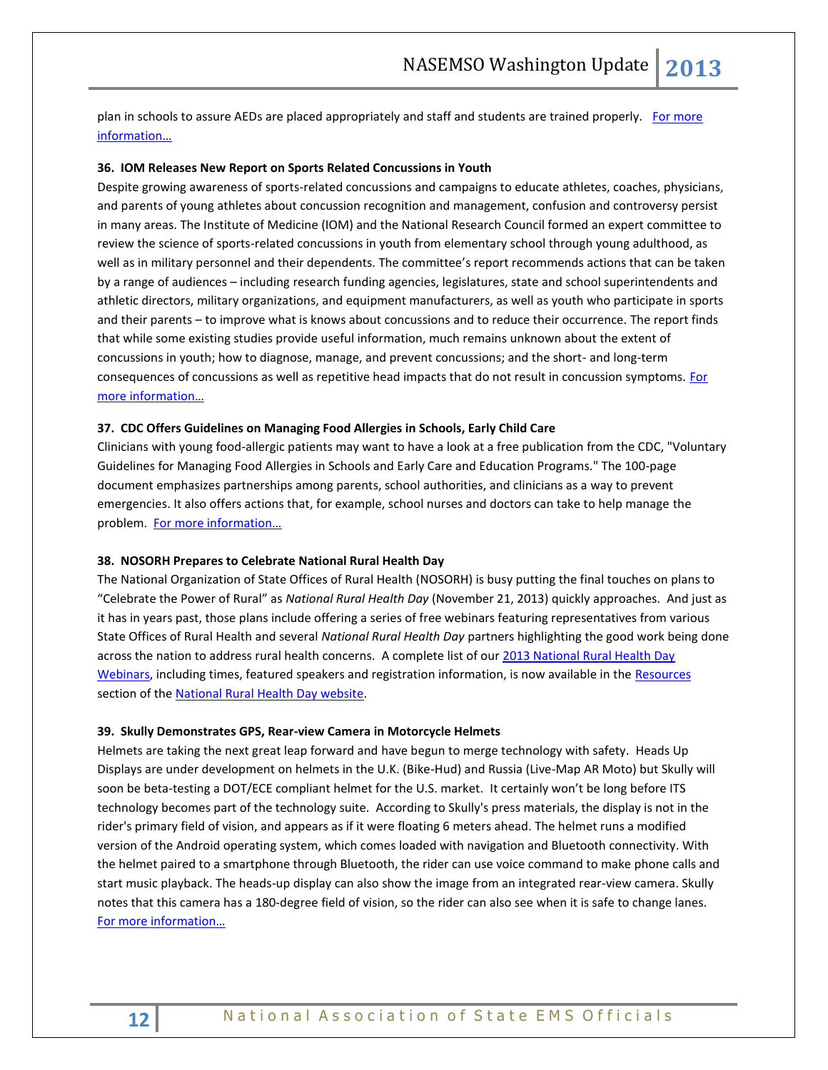plan in schools to assure AEDs are placed appropriately and staff and students are trained properly. For more information…

### 36. IOM Releases New Report on Sports Related Concussions in Youth

Despite growing awareness of sports-related concussions and campaigns to educate athletes, coaches, physicians, and parents of young athletes about concussion recognition and management, confusion and controversy persist in many areas. The Institute of Medicine (IOM) and the National Research Council formed an expert committee to review the science of sports-related concussions in youth from elementary school through young adulthood, as well as in military personnel and their dependents. The committee's report recommends actions that can be taken by a range of audiences – including research funding agencies, legislatures, state and school superintendents and athletic directors, military organizations, and equipment manufacturers, as well as youth who participate in sports and their parents – to improve what is knows about concussions and to reduce their occurrence. The report finds that while some existing studies provide useful information, much remains unknown about the extent of concussions in youth; how to diagnose, manage, and prevent concussions; and the short- and long-term consequences of concussions as well as repetitive head impacts that do not result in concussion symptoms. For more information…

### 37. CDC Offers Guidelines on Managing Food Allergies in Schools, Early Child Care

Clinicians with young food-allergic patients may want to have a look at a free publication from the CDC, "Voluntary Guidelines for Managing Food Allergies in Schools and Early Care and Education Programs." The 100-page document emphasizes partnerships among parents, school authorities, and clinicians as a way to prevent emergencies. It also offers actions that, for example, school nurses and doctors can take to help manage the problem. For more information…

### 38. NOSORH Prepares to Celebrate National Rural Health Day

The National Organization of State Offices of Rural Health (NOSORH) is busy putting the final touches on plans to "Celebrate the Power of Rural" as *National Rural Health Day* (November 21, 2013) quickly approaches. And just as it has in years past, those plans include offering a series of free webinars featuring representatives from various State Offices of Rural Health and several *National Rural Health Day* partners highlighting the good work being done across the nation to address rural health concerns. A complete list of our 2013 National Rural Health Day Webinars, including times, featured speakers and registration information, is now available in the Resources section of the National Rural Health Day website.

### 39. Skully Demonstrates GPS, Rear-view Camera in Motorcycle Helmets

Helmets are taking the next great leap forward and have begun to merge technology with safety. Heads Up Displays are under development on helmets in the U.K. (Bike-Hud) and Russia (Live-Map AR Moto) but Skully will soon be beta-testing a DOT/ECE compliant helmet for the U.S. market. It certainly won't be long before ITS technology becomes part of the technology suite. According to Skully's press materials, the display is not in the rider's primary field of vision, and appears as if it were floating 6 meters ahead. The helmet runs a modified version of the Android operating system, which comes loaded with navigation and Bluetooth connectivity. With the helmet paired to a smartphone through Bluetooth, the rider can use voice command to make phone calls and start music playback. The heads-up display can also show the image from an integrated rear-view camera. Skully notes that this camera has a 180-degree field of vision, so the rider can also see when it is safe to change lanes. For more information…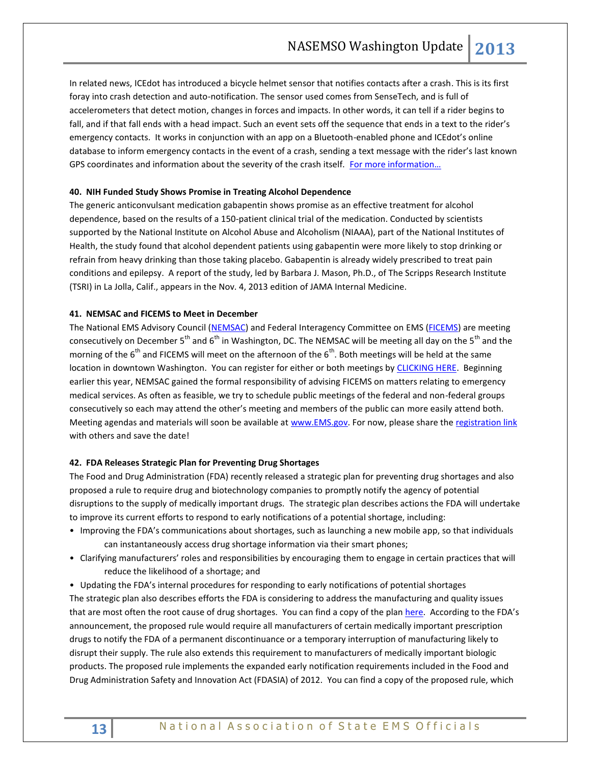In related news, ICEdot has introduced a bicycle helmet sensor that notifies contacts after a crash. This is its first foray into crash detection and auto-notification. The sensor used comes from SenseTech, and is full of accelerometers that detect motion, changes in forces and impacts. In other words, it can tell if a rider begins to fall, and if that fall ends with a head impact. Such an event sets off the sequence that ends in a text to the rider's emergency contacts. It works in conjunction with an app on a Bluetooth-enabled phone and ICEdot's online database to inform emergency contacts in the event of a crash, sending a text message with the rider's last known GPS coordinates and information about the severity of the crash itself. For more information…

**40. NIH Funded Study Shows Promise in Treating Alcohol Dependence**

The generic anticonvulsant medication gabapentin shows promise as an effective treatment for alcohol dependence, based on the results of a 150-patient clinical trial of the medication. Conducted by scientists supported by the National Institute on Alcohol Abuse and Alcoholism (NIAAA), part of the National Institutes of Health, the study found that alcohol dependent patients using gabapentin were more likely to stop drinking or refrain from heavy drinking than those taking placebo. Gabapentin is already widely prescribed to treat pain conditions and epilepsy. A report of the study, led by Barbara J. Mason, Ph.D., of The Scripps Research Institute (TSRI) in La Jolla, Calif., appears in the Nov. 4, 2013 edition of JAMA Internal Medicine.

**41. NEMSAC and FICEMS to Meet in December**

The National EMS Advisory Council (NEMSAC) and Federal Interagency Committee on EMS (FICEMS) are meeting consecutively on December 5th and 6th in Washington, DC. The NEMSAC will be meeting all day on the 5th and the morning of the 6th and FICEMS will meet on the afternoon of the 6th. Both meetings will be held at the same location in downtown Washington. You can register for either or both meetings by CLICKING HERE. Beginning earlier this year, NEMSAC gained the formal responsibility of advising FICEMS on matters relating to emergency medical services. As often as feasible, we try to schedule public meetings of the federal and non-federal groups consecutively so each may attend the other's meeting and members of the public can more easily attend both. Meeting agendas and materials will soon be available at www.EMS.gov. For now, please share the registration link with others and save the date!

**42. FDA Releases Strategic Plan for Preventing Drug Shortages**

The Food and Drug Administration (FDA) recently released a strategic plan for preventing drug shortages and also proposed a rule to require drug and biotechnology companies to promptly notify the agency of potential disruptions to the supply of medically important drugs. The strategic plan describes actions the FDA will undertake to improve its current efforts to respond to early notifications of a potential shortage, including:

- Improving the FDA's communications about shortages, such as launching a new mobile app, so that individuals can instantaneously access drug shortage information via their smart phones;
- Clarifying manufacturers' roles and responsibilities by encouraging them to engage in certain practices that will reduce the likelihood of a shortage; and
- Updating the FDA's internal procedures for responding to early notifications of potential shortages

The strategic plan also describes efforts the FDA is considering to address the manufacturing and quality issues that are most often the root cause of drug shortages. You can find a copy of the plan here. According to the FDA's announcement, the proposed rule would require all manufacturers of certain medically important prescription drugs to notify the FDA of a permanent discontinuance or a temporary interruption of manufacturing likely to disrupt their supply. The rule also extends this requirement to manufacturers of medically important biologic products. The proposed rule implements the expanded early notification requirements included in the Food and Drug Administration Safety and Innovation Act (FDASIA) of 2012. You can find a copy of the proposed rule, which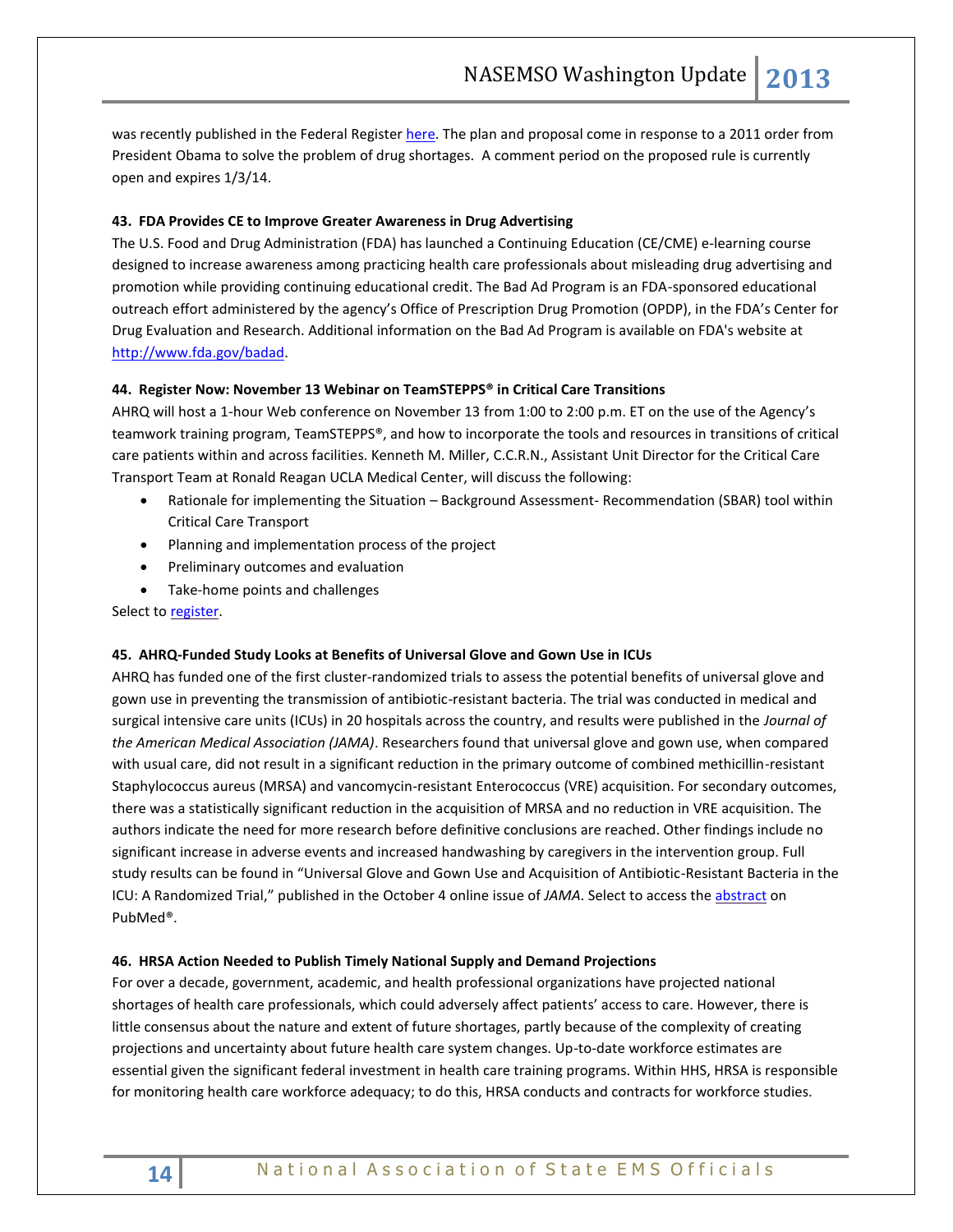was recently published in the Federal Register here. The plan and proposal come in response to a 2011 order from President Obama to solve the problem of drug shortages. A comment period on the proposed rule is currently open and expires 1/3/14.

**43. FDA Provides CE to Improve Greater Awareness in Drug Advertising**

The U.S. Food and Drug Administration (FDA) has launched a Continuing Education (CE/CME) e-learning course designed to increase awareness among practicing health care professionals about misleading drug advertising and promotion while providing continuing educational credit. The Bad Ad Program is an FDA-sponsored educational outreach effort administered by the agency's Office of Prescription Drug Promotion (OPDP), in the FDA's Center for Drug Evaluation and Research. Additional information on the Bad Ad Program is available on FDA's website at http://www.fda.gov/badad.

**44. Register Now: November 13 Webinar on TeamSTEPPS® in Critical Care Transitions**

AHRQ will host a 1-hour Web conference on November 13 from 1:00 to 2:00 p.m. ET on the use of the Agency's teamwork training program, TeamSTEPPS®, and how to incorporate the tools and resources in transitions of critical care patients within and across facilities. Kenneth M. Miller, C.C.R.N., Assistant Unit Director for the Critical Care Transport Team at Ronald Reagan UCLA Medical Center, will discuss the following:

- Rationale for implementing the Situation – Background Assessment- Recommendation (SBAR) tool within Critical Care Transport
- Planning and implementation process of the project
- Preliminary outcomes and evaluation
- Take-home points and challenges

Select to register.

**45. AHRQ-Funded Study Looks at Benefits of Universal Glove and Gown Use in ICUs**

AHRQ has funded one of the first cluster-randomized trials to assess the potential benefits of universal glove and gown use in preventing the transmission of antibiotic-resistant bacteria. The trial was conducted in medical and surgical intensive care units (ICUs) in 20 hospitals across the country, and results were published in the *Journal of the American Medical Association (JAMA)*. Researchers found that universal glove and gown use, when compared with usual care, did not result in a significant reduction in the primary outcome of combined methicillin-resistant Staphylococcus aureus (MRSA) and vancomycin-resistant Enterococcus (VRE) acquisition. For secondary outcomes, there was a statistically significant reduction in the acquisition of MRSA and no reduction in VRE acquisition. The authors indicate the need for more research before definitive conclusions are reached. Other findings include no significant increase in adverse events and increased handwashing by caregivers in the intervention group. Full study results can be found in "Universal Glove and Gown Use and Acquisition of Antibiotic-Resistant Bacteria in the ICU: A Randomized Trial," published in the October 4 online issue of *JAMA*. Select to access the abstract on PubMed®.

**46. HRSA Action Needed to Publish Timely National Supply and Demand Projections**

For over a decade, government, academic, and health professional organizations have projected national shortages of health care professionals, which could adversely affect patients' access to care. However, there is little consensus about the nature and extent of future shortages, partly because of the complexity of creating projections and uncertainty about future health care system changes. Up-to-date workforce estimates are essential given the significant federal investment in health care training programs. Within HHS, HRSA is responsible for monitoring health care workforce adequacy; to do this, HRSA conducts and contracts for workforce studies.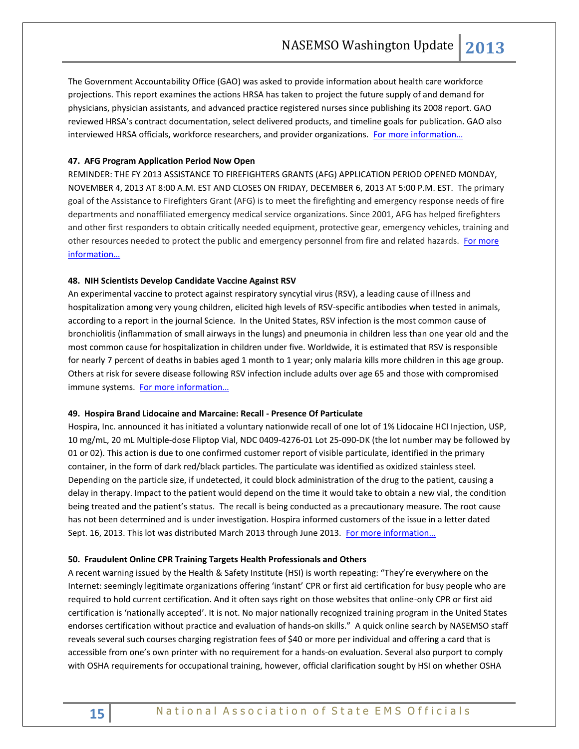The Government Accountability Office (GAO) was asked to provide information about health care workforce projections. This report examines the actions HRSA has taken to project the future supply of and demand for physicians, physician assistants, and advanced practice registered nurses since publishing its 2008 report. GAO reviewed HRSA's contract documentation, select delivered products, and timeline goals for publication. GAO also interviewed HRSA officials, workforce researchers, and provider organizations. For more information…

**47. AFG Program Application Period Now Open**

REMINDER: THE FY 2013 ASSISTANCE TO FIREFIGHTERS GRANTS (AFG) APPLICATION PERIOD OPENED MONDAY, NOVEMBER 4, 2013 AT 8:00 A.M. EST AND CLOSES ON FRIDAY, DECEMBER 6, 2013 AT 5:00 P.M. EST. The primary goal of the Assistance to Firefighters Grant (AFG) is to meet the firefighting and emergency response needs of fire departments and nonaffiliated emergency medical service organizations. Since 2001, AFG has helped firefighters and other first responders to obtain critically needed equipment, protective gear, emergency vehicles, training and other resources needed to protect the public and emergency personnel from fire and related hazards. For more information…

**48. NIH Scientists Develop Candidate Vaccine Against RSV**

An experimental vaccine to protect against respiratory syncytial virus (RSV), a leading cause of illness and hospitalization among very young children, elicited high levels of RSV-specific antibodies when tested in animals, according to a report in the journal Science. In the United States, RSV infection is the most common cause of bronchiolitis (inflammation of small airways in the lungs) and pneumonia in children less than one year old and the most common cause for hospitalization in children under five. Worldwide, it is estimated that RSV is responsible for nearly 7 percent of deaths in babies aged 1 month to 1 year; only malaria kills more children in this age group. Others at risk for severe disease following RSV infection include adults over age 65 and those with compromised immune systems. For more information…

**49. Hospira Brand Lidocaine and Marcaine: Recall - Presence Of Particulate**

Hospira, Inc. announced it has initiated a voluntary nationwide recall of one lot of 1% Lidocaine HCl Injection, USP, 10 mg/mL, 20 mL Multiple-dose Fliptop Vial, NDC 0409-4276-01 Lot 25-090-DK (the lot number may be followed by 01 or 02). This action is due to one confirmed customer report of visible particulate, identified in the primary container, in the form of dark red/black particles. The particulate was identified as oxidized stainless steel. Depending on the particle size, if undetected, it could block administration of the drug to the patient, causing a delay in therapy. Impact to the patient would depend on the time it would take to obtain a new vial, the condition being treated and the patient's status. The recall is being conducted as a precautionary measure. The root cause has not been determined and is under investigation. Hospira informed customers of the issue in a letter dated Sept. 16, 2013. This lot was distributed March 2013 through June 2013. For more information…

**50. Fraudulent Online CPR Training Targets Health Professionals and Others**

A recent warning issued by the Health & Safety Institute (HSI) is worth repeating: "They're everywhere on the Internet: seemingly legitimate organizations offering 'instant' CPR or first aid certification for busy people who are required to hold current certification. And it often says right on those websites that online-only CPR or first aid certification is 'nationally accepted'. It is not. No major nationally recognized training program in the United States endorses certification without practice and evaluation of hands-on skills." A quick online search by NASEMSO staff reveals several such courses charging registration fees of $40 or more per individual and offering a card that is accessible from one's own printer with no requirement for a hands-on evaluation. Several also purport to comply with OSHA requirements for occupational training, however, official clarification sought by HSI on whether OSHA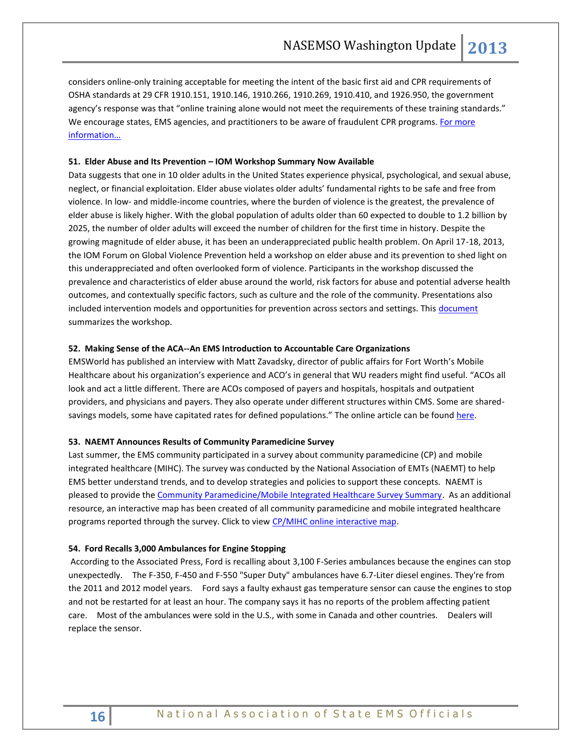considers online-only training acceptable for meeting the intent of the basic first aid and CPR requirements of OSHA standards at 29 CFR 1910.151, 1910.146, 1910.266, 1910.269, 1910.410, and 1926.950, the government agency's response was that "online training alone would not meet the requirements of these training standards." We encourage states, EMS agencies, and practitioners to be aware of fraudulent CPR programs. For more information…

**51. Elder Abuse and Its Prevention – IOM Workshop Summary Now Available**

Data suggests that one in 10 older adults in the United States experience physical, psychological, and sexual abuse, neglect, or financial exploitation. Elder abuse violates older adults' fundamental rights to be safe and free from violence. In low- and middle-income countries, where the burden of violence is the greatest, the prevalence of elder abuse is likely higher. With the global population of adults older than 60 expected to double to 1.2 billion by 2025, the number of older adults will exceed the number of children for the first time in history. Despite the growing magnitude of elder abuse, it has been an underappreciated public health problem. On April 17-18, 2013, the IOM Forum on Global Violence Prevention held a workshop on elder abuse and its prevention to shed light on this underappreciated and often overlooked form of violence. Participants in the workshop discussed the prevalence and characteristics of elder abuse around the world, risk factors for abuse and potential adverse health outcomes, and contextually specific factors, such as culture and the role of the community. Presentations also included intervention models and opportunities for prevention across sectors and settings. This document summarizes the workshop.

**52. Making Sense of the ACA--An EMS Introduction to Accountable Care Organizations**

EMSWorld has published an interview with Matt Zavadsky, director of public affairs for Fort Worth's Mobile Healthcare about his organization's experience and ACO's in general that WU readers might find useful. "ACOs all look and act a little different. There are ACOs composed of payers and hospitals, hospitals and outpatient providers, and physicians and payers. They also operate under different structures within CMS. Some are shared-savings models, some have capitated rates for defined populations." The online article can be found here.

**53. NAEMT Announces Results of Community Paramedicine Survey**

Last summer, the EMS community participated in a survey about community paramedicine (CP) and mobile integrated healthcare (MIHC). The survey was conducted by the National Association of EMTs (NAEMT) to help EMS better understand trends, and to develop strategies and policies to support these concepts. NAEMT is pleased to provide the Community Paramedicine/Mobile Integrated Healthcare Survey Summary. As an additional resource, an interactive map has been created of all community paramedicine and mobile integrated healthcare programs reported through the survey. Click to view CP/MIHC online interactive map.

**54. Ford Recalls 3,000 Ambulances for Engine Stopping**

According to the Associated Press, Ford is recalling about 3,100 F-Series ambulances because the engines can stop unexpectedly. The F-350, F-450 and F-550 "Super Duty" ambulances have 6.7-Liter diesel engines. They're from the 2011 and 2012 model years. Ford says a faulty exhaust gas temperature sensor can cause the engines to stop and not be restarted for at least an hour. The company says it has no reports of the problem affecting patient care. Most of the ambulances were sold in the U.S., with some in Canada and other countries. Dealers will replace the sensor.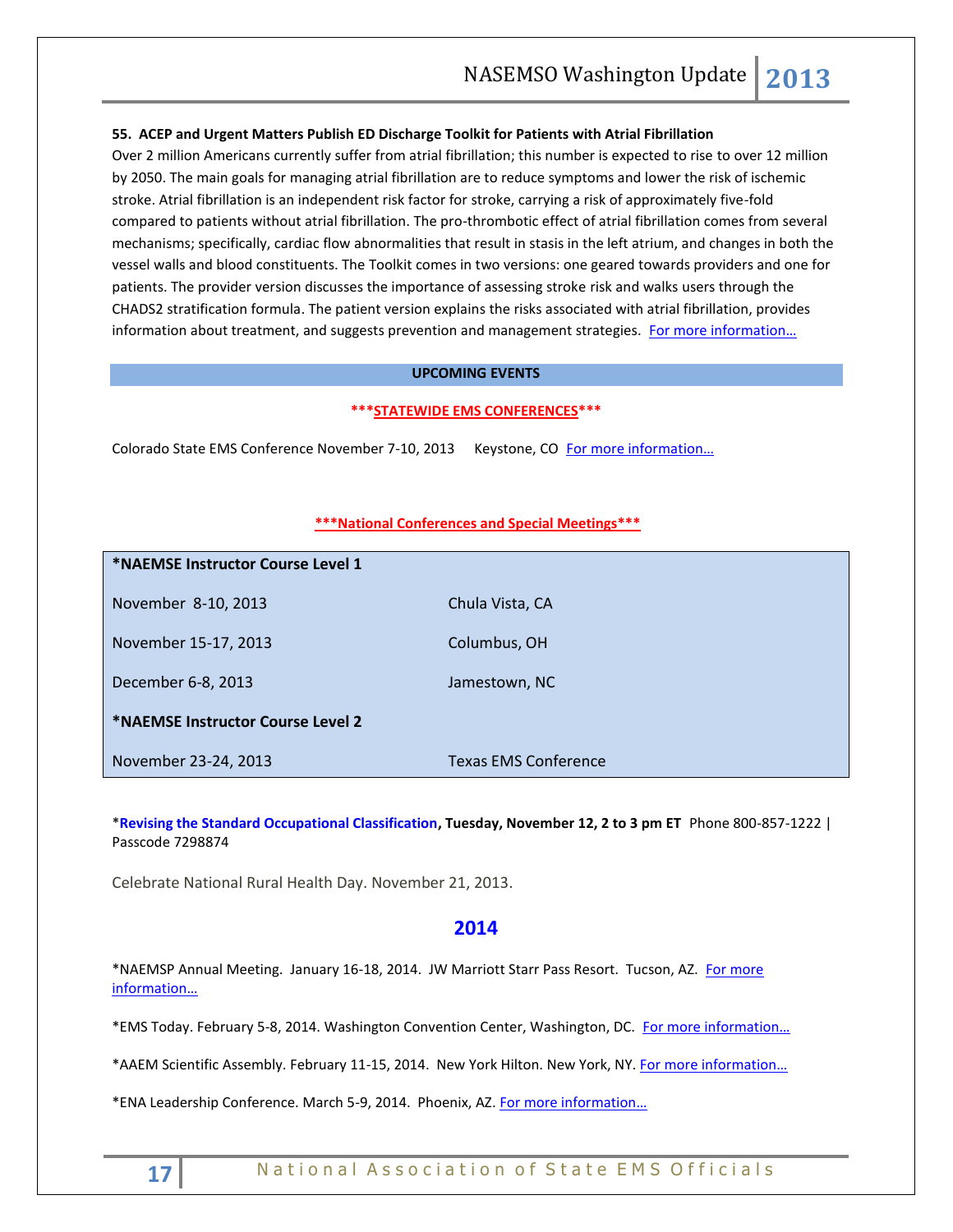**55. ACEP and Urgent Matters Publish ED Discharge Toolkit for Patients with Atrial Fibrillation**

Over 2 million Americans currently suffer from atrial fibrillation; this number is expected to rise to over 12 million by 2050. The main goals for managing atrial fibrillation are to reduce symptoms and lower the risk of ischemic stroke. Atrial fibrillation is an independent risk factor for stroke, carrying a risk of approximately five-fold compared to patients without atrial fibrillation. The pro-thrombotic effect of atrial fibrillation comes from several mechanisms; specifically, cardiac flow abnormalities that result in stasis in the left atrium, and changes in both the vessel walls and blood constituents. The Toolkit comes in two versions: one geared towards providers and one for patients. The provider version discusses the importance of assessing stroke risk and walks users through the CHADS2 stratification formula. The patient version explains the risks associated with atrial fibrillation, provides information about treatment, and suggests prevention and management strategies. For more information…

## UPCOMING EVENTS

**\*\*\*STATEWIDE EMS CONFERENCES\*\*\***

Colorado State EMS Conference November 7-10, 2013 Keystone, CO For more information…

**\*\*\*National Conferences and Special Meetings\*\*\***

| **\*NAEMSE Instructor Course Level 1** | |
|---|---|
| November 8-10, 2013 | Chula Vista, CA |
| November 15-17, 2013 | Columbus, OH |
| December 6-8, 2013 | Jamestown, NC |
| **\*NAEMSE Instructor Course Level 2** | |
| November 23-24, 2013 | Texas EMS Conference |

\***Revising the Standard Occupational Classification, Tuesday, November 12, 2 to 3 pm ET** Phone 800-857-1222 | Passcode 7298874

Celebrate National Rural Health Day. November 21, 2013.

## 2014

\*NAEMSP Annual Meeting. January 16-18, 2014. JW Marriott Starr Pass Resort. Tucson, AZ. For more information…

\*EMS Today. February 5-8, 2014. Washington Convention Center, Washington, DC. For more information…

\*AAEM Scientific Assembly. February 11-15, 2014. New York Hilton. New York, NY. For more information…

\*ENA Leadership Conference. March 5-9, 2014. Phoenix, AZ. For more information…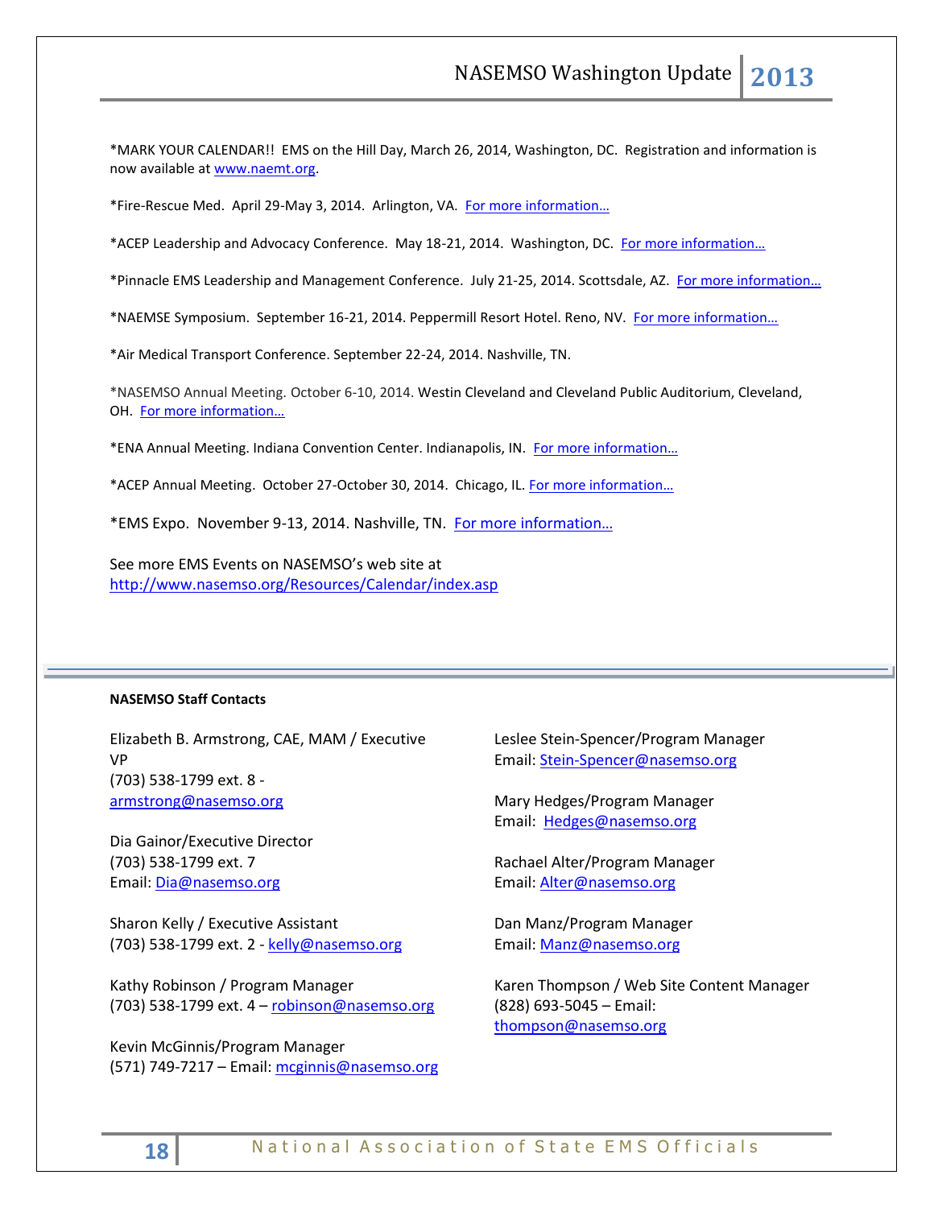*MARK YOUR CALENDAR!! EMS on the Hill Day, March 26, 2014, Washington, DC. Registration and information is now available at www.naemt.org.

*Fire-Rescue Med. April 29-May 3, 2014. Arlington, VA. For more information…

*ACEP Leadership and Advocacy Conference. May 18-21, 2014. Washington, DC. For more information…

*Pinnacle EMS Leadership and Management Conference. July 21-25, 2014. Scottsdale, AZ. For more information…

*NAEMSE Symposium. September 16-21, 2014. Peppermill Resort Hotel. Reno, NV. For more information…

*Air Medical Transport Conference. September 22-24, 2014. Nashville, TN.

*NASEMSO Annual Meeting. October 6-10, 2014. Westin Cleveland and Cleveland Public Auditorium, Cleveland, OH. For more information…

*ENA Annual Meeting. Indiana Convention Center. Indianapolis, IN. For more information…

*ACEP Annual Meeting. October 27-October 30, 2014. Chicago, IL. For more information…

*EMS Expo. November 9-13, 2014. Nashville, TN. For more information…

See more EMS Events on NASEMSO's web site at
http://www.nasemso.org/Resources/Calendar/index.asp

---

**NASEMSO Staff Contacts**

Elizabeth B. Armstrong, CAE, MAM / Executive VP
(703) 538-1799 ext. 8 -
armstrong@nasemso.org

Dia Gainor/Executive Director
(703) 538-1799 ext. 7
Email: Dia@nasemso.org

Sharon Kelly / Executive Assistant
(703) 538-1799 ext. 2 - kelly@nasemso.org

Kathy Robinson / Program Manager
(703) 538-1799 ext. 4 – robinson@nasemso.org

Kevin McGinnis/Program Manager
(571) 749-7217 – Email: mcginnis@nasemso.org

Leslee Stein-Spencer/Program Manager
Email: Stein-Spencer@nasemso.org

Mary Hedges/Program Manager
Email: Hedges@nasemso.org

Rachael Alter/Program Manager
Email: Alter@nasemso.org

Dan Manz/Program Manager
Email: Manz@nasemso.org

Karen Thompson / Web Site Content Manager
(828) 693-5045 – Email:
thompson@nasemso.org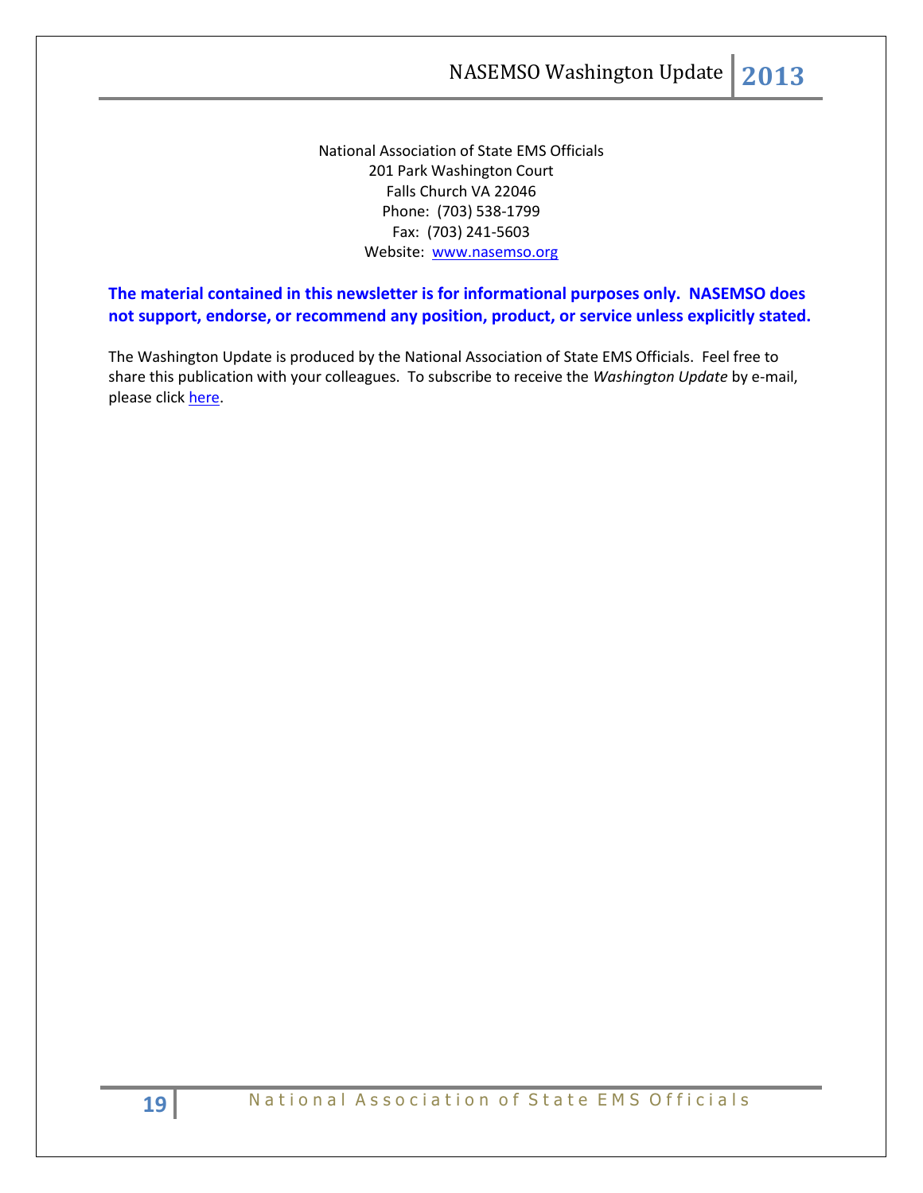National Association of State EMS Officials
201 Park Washington Court
Falls Church VA 22046
Phone: (703) 538-1799
Fax: (703) 241-5603
Website: [www.nasemso.org](www.nasemso.org)

**The material contained in this newsletter is for informational purposes only. NASEMSO does not support, endorse, or recommend any position, product, or service unless explicitly stated.**

The Washington Update is produced by the National Association of State EMS Officials. Feel free to share this publication with your colleagues. To subscribe to receive the *Washington Update* by e-mail, please click here.